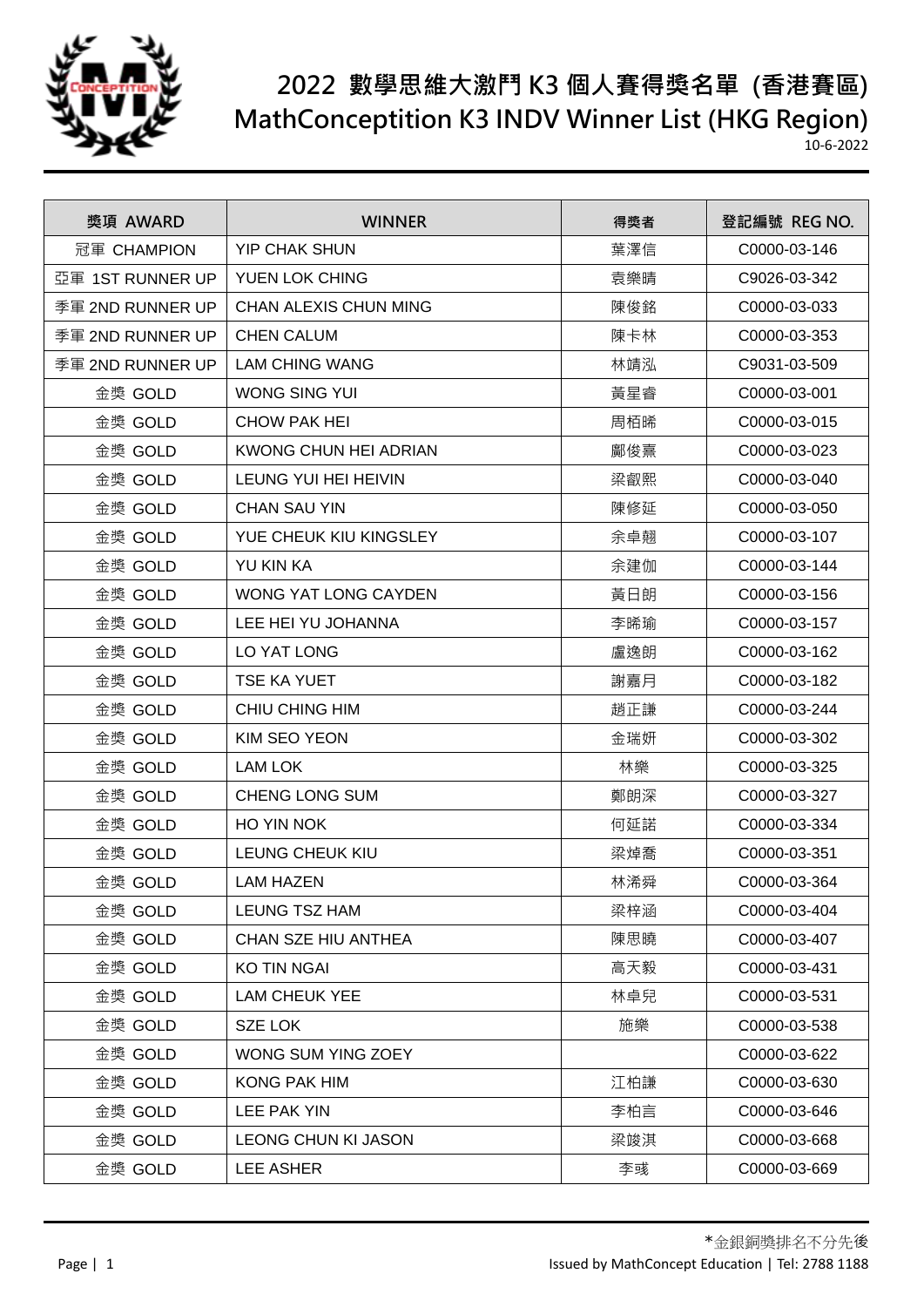# 2022 數學思維大激鬥 K3 個人賽得獎名單 (香港賽區)

# MathConceptition K3 INDV Winner List (HKG Region)

10-6-2022

| 獎項 AWARD | WINNER | 得獎者 | 登記編號 REG NO. |
|---|---|---|---|
| 冠軍 CHAMPION | YIP CHAK SHUN | 葉澤信 | C0000-03-146 |
| 亞軍 1ST RUNNER UP | YUEN LOK CHING | 袁樂晴 | C9026-03-342 |
| 季軍 2ND RUNNER UP | CHAN ALEXIS CHUN MING | 陳俊銘 | C0000-03-033 |
| 季軍 2ND RUNNER UP | CHEN CALUM | 陳卡林 | C0000-03-353 |
| 季軍 2ND RUNNER UP | LAM CHING WANG | 林靖泓 | C9031-03-509 |
| 金獎 GOLD | WONG SING YUI | 黃星睿 | C0000-03-001 |
| 金獎 GOLD | CHOW PAK HEI | 周栢晞 | C0000-03-015 |
| 金獎 GOLD | KWONG CHUN HEI ADRIAN | 鄺俊熹 | C0000-03-023 |
| 金獎 GOLD | LEUNG YUI HEI HEIVIN | 梁叡熙 | C0000-03-040 |
| 金獎 GOLD | CHAN SAU YIN | 陳修延 | C0000-03-050 |
| 金獎 GOLD | YUE CHEUK KIU KINGSLEY | 余卓翹 | C0000-03-107 |
| 金獎 GOLD | YU KIN KA | 余建伽 | C0000-03-144 |
| 金獎 GOLD | WONG YAT LONG CAYDEN | 黃日朗 | C0000-03-156 |
| 金獎 GOLD | LEE HEI YU JOHANNA | 李晞瑜 | C0000-03-157 |
| 金獎 GOLD | LO YAT LONG | 盧逸朗 | C0000-03-162 |
| 金獎 GOLD | TSE KA YUET | 謝嘉月 | C0000-03-182 |
| 金獎 GOLD | CHIU CHING HIM | 趙正謙 | C0000-03-244 |
| 金獎 GOLD | KIM SEO YEON | 金瑞妍 | C0000-03-302 |
| 金獎 GOLD | LAM LOK | 林樂 | C0000-03-325 |
| 金獎 GOLD | CHENG LONG SUM | 鄭朗深 | C0000-03-327 |
| 金獎 GOLD | HO YIN NOK | 何延諾 | C0000-03-334 |
| 金獎 GOLD | LEUNG CHEUK KIU | 梁焯喬 | C0000-03-351 |
| 金獎 GOLD | LAM HAZEN | 林浠舜 | C0000-03-364 |
| 金獎 GOLD | LEUNG TSZ HAM | 梁梓涵 | C0000-03-404 |
| 金獎 GOLD | CHAN SZE HIU ANTHEA | 陳思曉 | C0000-03-407 |
| 金獎 GOLD | KO TIN NGAI | 高天毅 | C0000-03-431 |
| 金獎 GOLD | LAM CHEUK YEE | 林卓兒 | C0000-03-531 |
| 金獎 GOLD | SZE LOK | 施樂 | C0000-03-538 |
| 金獎 GOLD | WONG SUM YING ZOEY | | C0000-03-622 |
| 金獎 GOLD | KONG PAK HIM | 江柏謙 | C0000-03-630 |
| 金獎 GOLD | LEE PAK YIN | 李柏言 | C0000-03-646 |
| 金獎 GOLD | LEONG CHUN KI JASON | 梁竣淇 | C0000-03-668 |
| 金獎 GOLD | LEE ASHER | 李彧 | C0000-03-669 |

*金銀銅獎排名不分先後

Issued by MathConcept Education | Tel: 2788 1188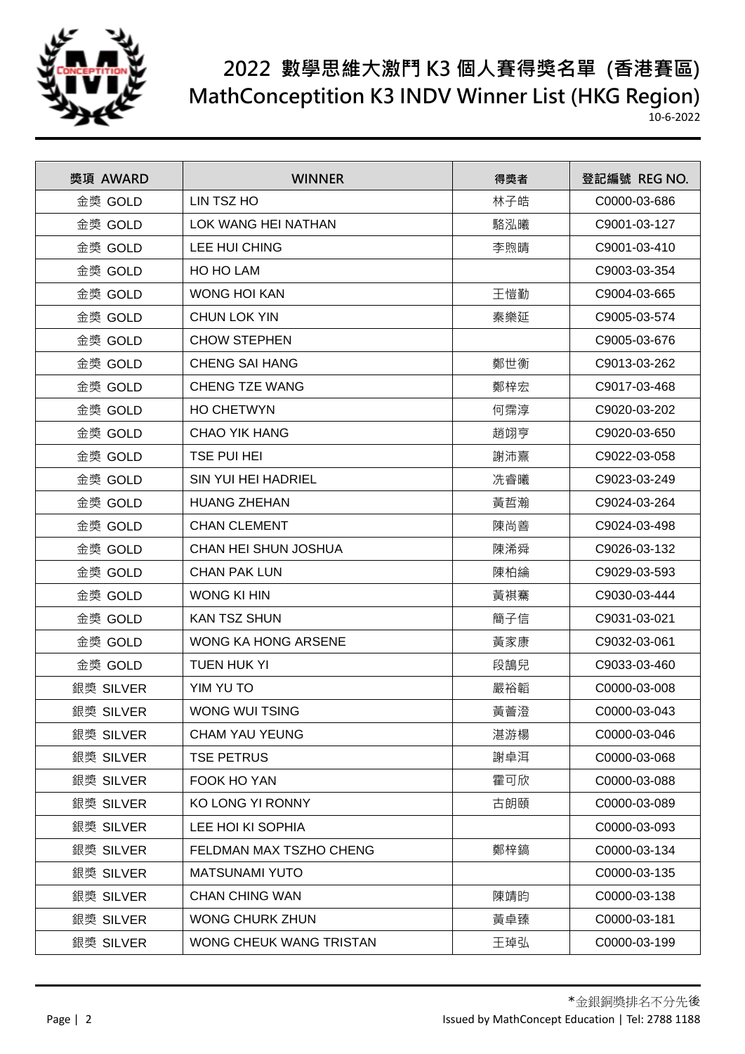# 2022 數學思維大激鬥 K3 個人賽得獎名單 (香港賽區)
# MathConceptition K3 INDV Winner List (HKG Region)

10-6-2022

| 獎項 AWARD | WINNER | 得獎者 | 登記編號 REG NO. |
|---|---|---|---|
| 金獎 GOLD | LIN TSZ HO | 林子皓 | C0000-03-686 |
| 金獎 GOLD | LOK WANG HEI NATHAN | 駱泓曦 | C9001-03-127 |
| 金獎 GOLD | LEE HUI CHING | 李煦晴 | C9001-03-410 |
| 金獎 GOLD | HO HO LAM | | C9003-03-354 |
| 金獎 GOLD | WONG HOI KAN | 王愷勤 | C9004-03-665 |
| 金獎 GOLD | CHUN LOK YIN | 秦樂延 | C9005-03-574 |
| 金獎 GOLD | CHOW STEPHEN | | C9005-03-676 |
| 金獎 GOLD | CHENG SAI HANG | 鄭世衡 | C9013-03-262 |
| 金獎 GOLD | CHENG TZE WANG | 鄭梓宏 | C9017-03-468 |
| 金獎 GOLD | HO CHETWYN | 何霈淳 | C9020-03-202 |
| 金獎 GOLD | CHAO YIK HANG | 趙翊亨 | C9020-03-650 |
| 金獎 GOLD | TSE PUI HEI | 謝沛熹 | C9022-03-058 |
| 金獎 GOLD | SIN YUI HEI HADRIEL | 冼睿曦 | C9023-03-249 |
| 金獎 GOLD | HUANG ZHEHAN | 黃哲瀚 | C9024-03-264 |
| 金獎 GOLD | CHAN CLEMENT | 陳尚善 | C9024-03-498 |
| 金獎 GOLD | CHAN HEI SHUN JOSHUA | 陳浠舜 | C9026-03-132 |
| 金獎 GOLD | CHAN PAK LUN | 陳柏綸 | C9029-03-593 |
| 金獎 GOLD | WONG KI HIN | 黃祺騫 | C9030-03-444 |
| 金獎 GOLD | KAN TSZ SHUN | 簡子信 | C9031-03-021 |
| 金獎 GOLD | WONG KA HONG ARSENE | 黃家康 | C9032-03-061 |
| 金獎 GOLD | TUEN HUK YI | 段鵠兒 | C9033-03-460 |
| 銀獎 SILVER | YIM YU TO | 嚴裕韜 | C0000-03-008 |
| 銀獎 SILVER | WONG WUI TSING | 黃薈澄 | C0000-03-043 |
| 銀獎 SILVER | CHAM YAU YEUNG | 湛游楊 | C0000-03-046 |
| 銀獎 SILVER | TSE PETRUS | 謝卓洱 | C0000-03-068 |
| 銀獎 SILVER | FOOK HO YAN | 霍可欣 | C0000-03-088 |
| 銀獎 SILVER | KO LONG YI RONNY | 古朗頤 | C0000-03-089 |
| 銀獎 SILVER | LEE HOI KI SOPHIA | | C0000-03-093 |
| 銀獎 SILVER | FELDMAN MAX TSZHO CHENG | 鄭梓鎬 | C0000-03-134 |
| 銀獎 SILVER | MATSUNAMI YUTO | | C0000-03-135 |
| 銀獎 SILVER | CHAN CHING WAN | 陳靖昀 | C0000-03-138 |
| 銀獎 SILVER | WONG CHURK ZHUN | 黃卓臻 | C0000-03-181 |
| 銀獎 SILVER | WONG CHEUK WANG TRISTAN | 王琸弘 | C0000-03-199 |

*金銀銅獎排名不分先後

Issued by MathConcept Education | Tel: 2788 1188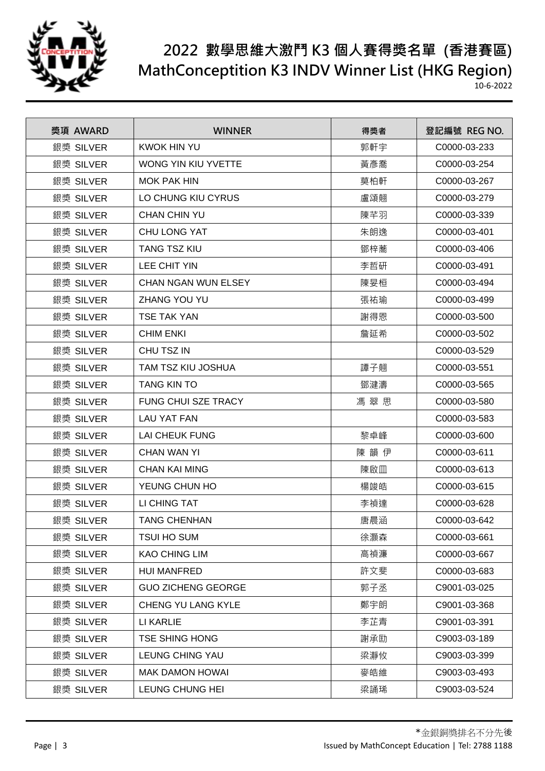# 2022 數學思維大激鬥 K3 個人賽得獎名單 (香港賽區)
# MathConceptition K3 INDV Winner List (HKG Region)

10-6-2022

| 獎項 AWARD | WINNER | 得獎者 | 登記編號 REG NO. |
|---|---|---|---|
| 銀獎 SILVER | KWOK HIN YU | 郭軒宇 | C0000-03-233 |
| 銀獎 SILVER | WONG YIN KIU YVETTE | 黃彥喬 | C0000-03-254 |
| 銀獎 SILVER | MOK PAK HIN | 莫柏軒 | C0000-03-267 |
| 銀獎 SILVER | LO CHUNG KIU CYRUS | 盧頌翹 | C0000-03-279 |
| 銀獎 SILVER | CHAN CHIN YU | 陳芊羽 | C0000-03-339 |
| 銀獎 SILVER | CHU LONG YAT | 朱朗逸 | C0000-03-401 |
| 銀獎 SILVER | TANG TSZ KIU | 鄧梓蕎 | C0000-03-406 |
| 銀獎 SILVER | LEE CHIT YIN | 李哲研 | C0000-03-491 |
| 銀獎 SILVER | CHAN NGAN WUN ELSEY | 陳晏桓 | C0000-03-494 |
| 銀獎 SILVER | ZHANG YOU YU | 張祐瑜 | C0000-03-499 |
| 銀獎 SILVER | TSE TAK YAN | 謝得恩 | C0000-03-500 |
| 銀獎 SILVER | CHIM ENKI | 詹延希 | C0000-03-502 |
| 銀獎 SILVER | CHU TSZ IN | | C0000-03-529 |
| 銀獎 SILVER | TAM TSZ KIU JOSHUA | 譚子翹 | C0000-03-551 |
| 銀獎 SILVER | TANG KIN TO | 鄧建濤 | C0000-03-565 |
| 銀獎 SILVER | FUNG CHUI SZE TRACY | 馮 翠 思 | C0000-03-580 |
| 銀獎 SILVER | LAU YAT FAN | | C0000-03-583 |
| 銀獎 SILVER | LAI CHEUK FUNG | 黎卓峰 | C0000-03-600 |
| 銀獎 SILVER | CHAN WAN YI | 陳 韻 伊 | C0000-03-611 |
| 銀獎 SILVER | CHAN KAI MING | 陳啟皿 | C0000-03-613 |
| 銀獎 SILVER | YEUNG CHUN HO | 楊竣皓 | C0000-03-615 |
| 銀獎 SILVER | LI CHING TAT | 李禎達 | C0000-03-628 |
| 銀獎 SILVER | TANG CHENHAN | 唐晨涵 | C0000-03-642 |
| 銀獎 SILVER | TSUI HO SUM | 徐灝森 | C0000-03-661 |
| 銀獎 SILVER | KAO CHING LIM | 高禎濂 | C0000-03-667 |
| 銀獎 SILVER | HUI MANFRED | 許文斐 | C0000-03-683 |
| 銀獎 SILVER | GUO ZICHENG GEORGE | 郭子丞 | C9001-03-025 |
| 銀獎 SILVER | CHENG YU LANG KYLE | 鄭宇朗 | C9001-03-368 |
| 銀獎 SILVER | LI KARLIE | 李芷青 | C9001-03-391 |
| 銀獎 SILVER | TSE SHING HONG | 謝承�italic | C9003-03-189 |
| 銀獎 SILVER | LEUNG CHING YAU | 梁瀞攸 | C9003-03-399 |
| 銀獎 SILVER | MAK DAMON HOWAI | 麥皓維 | C9003-03-493 |
| 銀獎 SILVER | LEUNG CHUNG HEI | 梁誦琋 | C9003-03-524 |

*金銀銅獎排名不分先後

Issued by MathConcept Education | Tel: 2788 1188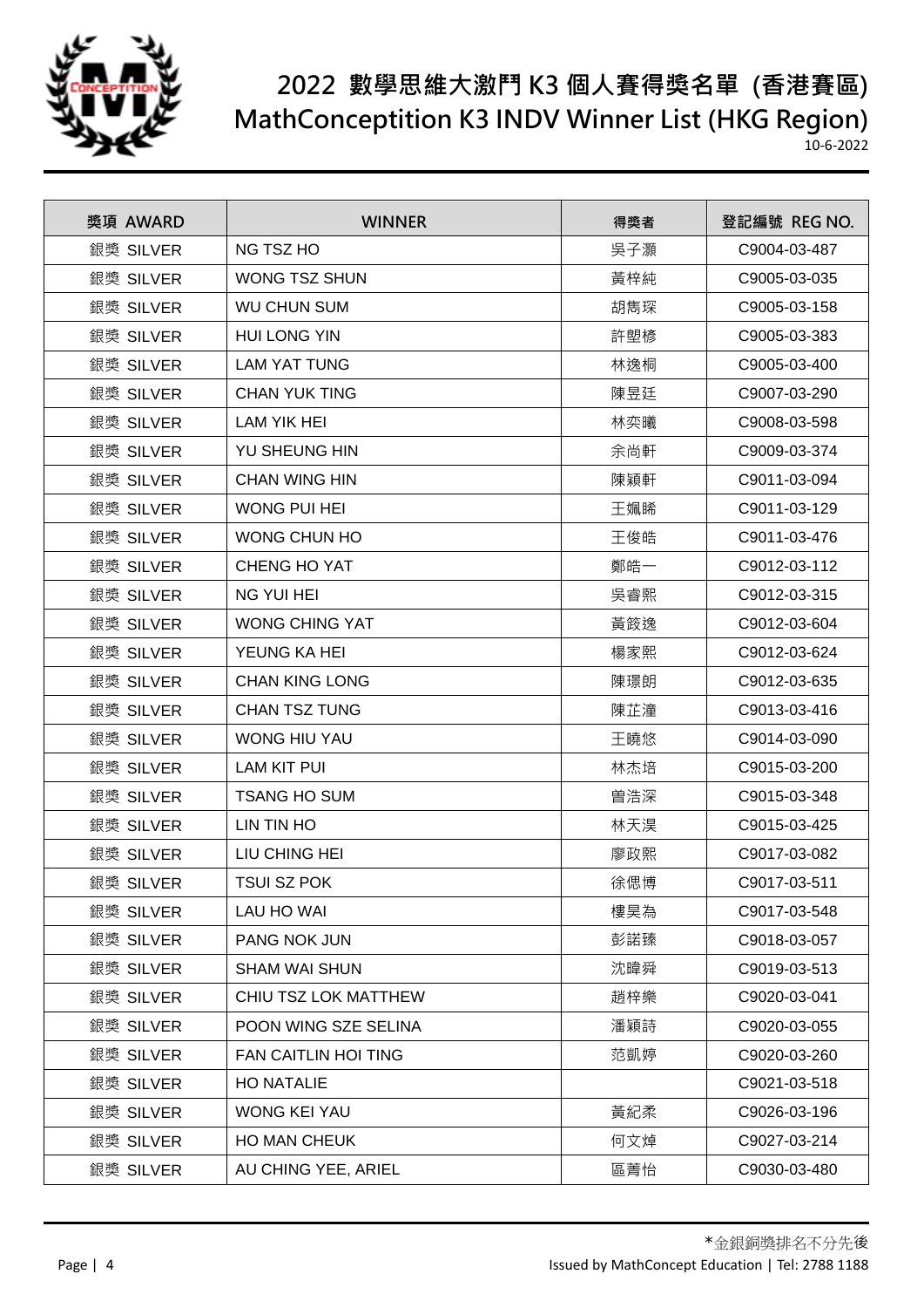# 2022 數學思維大激鬥 K3 個人賽得獎名單 (香港賽區)

# MathConceptition K3 INDV Winner List (HKG Region)

10-6-2022

| 獎項 AWARD | WINNER | 得獎者 | 登記編號 REG NO. |
|---|---|---|---|
| 銀獎 SILVER | NG TSZ HO | 吳子灝 | C9004-03-487 |
| 銀獎 SILVER | WONG TSZ SHUN | 黃梓純 | C9005-03-035 |
| 銀獎 SILVER | WU CHUN SUM | 胡雋琛 | C9005-03-158 |
| 銀獎 SILVER | HUI LONG YIN | 許塱棪 | C9005-03-383 |
| 銀獎 SILVER | LAM YAT TUNG | 林逸桐 | C9005-03-400 |
| 銀獎 SILVER | CHAN YUK TING | 陳昱廷 | C9007-03-290 |
| 銀獎 SILVER | LAM YIK HEI | 林奕曦 | C9008-03-598 |
| 銀獎 SILVER | YU SHEUNG HIN | 余尚軒 | C9009-03-374 |
| 銀獎 SILVER | CHAN WING HIN | 陳穎軒 | C9011-03-094 |
| 銀獎 SILVER | WONG PUI HEI | 王姵睎 | C9011-03-129 |
| 銀獎 SILVER | WONG CHUN HO | 王俊皓 | C9011-03-476 |
| 銀獎 SILVER | CHENG HO YAT | 鄭皓一 | C9012-03-112 |
| 銀獎 SILVER | NG YUI HEI | 吳睿熙 | C9012-03-315 |
| 銀獎 SILVER | WONG CHING YAT | 黃筬逸 | C9012-03-604 |
| 銀獎 SILVER | YEUNG KA HEI | 楊家熙 | C9012-03-624 |
| 銀獎 SILVER | CHAN KING LONG | 陳璟朗 | C9012-03-635 |
| 銀獎 SILVER | CHAN TSZ TUNG | 陳芷潼 | C9013-03-416 |
| 銀獎 SILVER | WONG HIU YAU | 王曉悠 | C9014-03-090 |
| 銀獎 SILVER | LAM KIT PUI | 林杰培 | C9015-03-200 |
| 銀獎 SILVER | TSANG HO SUM | 曾浩深 | C9015-03-348 |
| 銀獎 SILVER | LIN TIN HO | 林天淏 | C9015-03-425 |
| 銀獎 SILVER | LIU CHING HEI | 廖政熙 | C9017-03-082 |
| 銀獎 SILVER | TSUI SZ POK | 徐偲博 | C9017-03-511 |
| 銀獎 SILVER | LAU HO WAI | 樓昊為 | C9017-03-548 |
| 銀獎 SILVER | PANG NOK JUN | 彭諾臻 | C9018-03-057 |
| 銀獎 SILVER | SHAM WAI SHUN | 沈暐舜 | C9019-03-513 |
| 銀獎 SILVER | CHIU TSZ LOK MATTHEW | 趙梓樂 | C9020-03-041 |
| 銀獎 SILVER | POON WING SZE SELINA | 潘穎詩 | C9020-03-055 |
| 銀獎 SILVER | FAN CAITLIN HOI TING | 范凱婷 | C9020-03-260 |
| 銀獎 SILVER | HO NATALIE | | C9021-03-518 |
| 銀獎 SILVER | WONG KEI YAU | 黃紀柔 | C9026-03-196 |
| 銀獎 SILVER | HO MAN CHEUK | 何文焯 | C9027-03-214 |
| 銀獎 SILVER | AU CHING YEE, ARIEL | 區菁怡 | C9030-03-480 |

*金銀銅獎排名不分先後

Issued by MathConcept Education | Tel: 2788 1188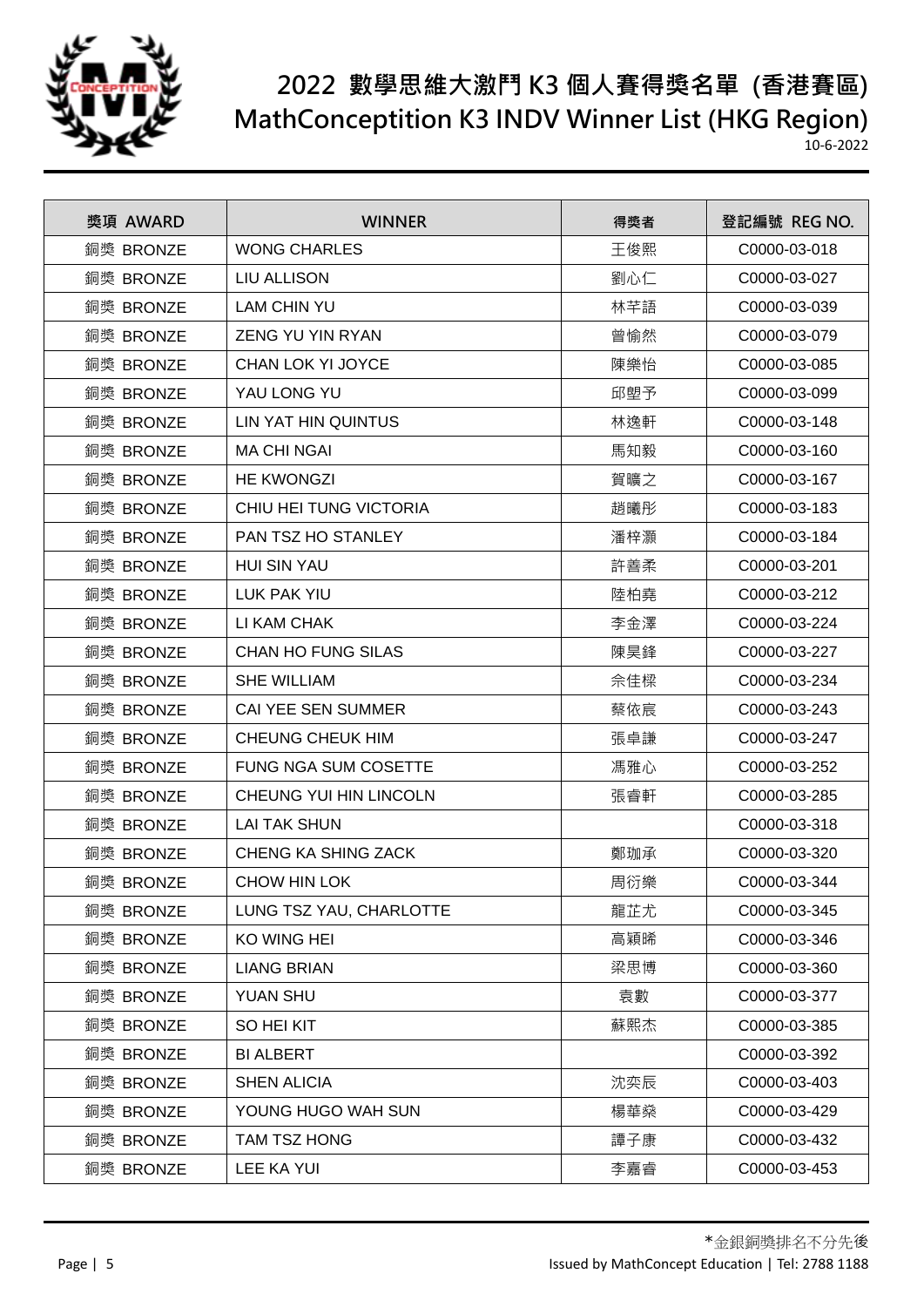# 2022 數學思維大激鬥 K3 個人賽得獎名單 (香港賽區)

# MathConceptition K3 INDV Winner List (HKG Region)

10-6-2022

| 獎項 AWARD | WINNER | 得獎者 | 登記編號 REG NO. |
|---|---|---|---|
| 銅獎 BRONZE | WONG CHARLES | 王俊熙 | C0000-03-018 |
| 銅獎 BRONZE | LIU ALLISON | 劉心仁 | C0000-03-027 |
| 銅獎 BRONZE | LAM CHIN YU | 林芊語 | C0000-03-039 |
| 銅獎 BRONZE | ZENG YU YIN RYAN | 曾愉然 | C0000-03-079 |
| 銅獎 BRONZE | CHAN LOK YI JOYCE | 陳樂怡 | C0000-03-085 |
| 銅獎 BRONZE | YAU LONG YU | 邱塱予 | C0000-03-099 |
| 銅獎 BRONZE | LIN YAT HIN QUINTUS | 林逸軒 | C0000-03-148 |
| 銅獎 BRONZE | MA CHI NGAI | 馬知毅 | C0000-03-160 |
| 銅獎 BRONZE | HE KWONGZI | 賀曠之 | C0000-03-167 |
| 銅獎 BRONZE | CHIU HEI TUNG VICTORIA | 趙曦彤 | C0000-03-183 |
| 銅獎 BRONZE | PAN TSZ HO STANLEY | 潘梓灝 | C0000-03-184 |
| 銅獎 BRONZE | HUI SIN YAU | 許善柔 | C0000-03-201 |
| 銅獎 BRONZE | LUK PAK YIU | 陸柏堯 | C0000-03-212 |
| 銅獎 BRONZE | LI KAM CHAK | 李金澤 | C0000-03-224 |
| 銅獎 BRONZE | CHAN HO FUNG SILAS | 陳昊鋒 | C0000-03-227 |
| 銅獎 BRONZE | SHE WILLIAM | 佘佳樑 | C0000-03-234 |
| 銅獎 BRONZE | CAI YEE SEN SUMMER | 蔡依宸 | C0000-03-243 |
| 銅獎 BRONZE | CHEUNG CHEUK HIM | 張卓謙 | C0000-03-247 |
| 銅獎 BRONZE | FUNG NGA SUM COSETTE | 馮雅心 | C0000-03-252 |
| 銅獎 BRONZE | CHEUNG YUI HIN LINCOLN | 張睿軒 | C0000-03-285 |
| 銅獎 BRONZE | LAI TAK SHUN | | C0000-03-318 |
| 銅獎 BRONZE | CHENG KA SHING ZACK | 鄭珈承 | C0000-03-320 |
| 銅獎 BRONZE | CHOW HIN LOK | 周衍樂 | C0000-03-344 |
| 銅獎 BRONZE | LUNG TSZ YAU, CHARLOTTE | 龍芷尤 | C0000-03-345 |
| 銅獎 BRONZE | KO WING HEI | 高穎晞 | C0000-03-346 |
| 銅獎 BRONZE | LIANG BRIAN | 梁思博 | C0000-03-360 |
| 銅獎 BRONZE | YUAN SHU | 袁數 | C0000-03-377 |
| 銅獎 BRONZE | SO HEI KIT | 蘇熙杰 | C0000-03-385 |
| 銅獎 BRONZE | BI ALBERT | | C0000-03-392 |
| 銅獎 BRONZE | SHEN ALICIA | 沈奕辰 | C0000-03-403 |
| 銅獎 BRONZE | YOUNG HUGO WAH SUN | 楊華燊 | C0000-03-429 |
| 銅獎 BRONZE | TAM TSZ HONG | 譚子康 | C0000-03-432 |
| 銅獎 BRONZE | LEE KA YUI | 李嘉睿 | C0000-03-453 |

*金銀銅獎排名不分先後

Issued by MathConcept Education | Tel: 2788 1188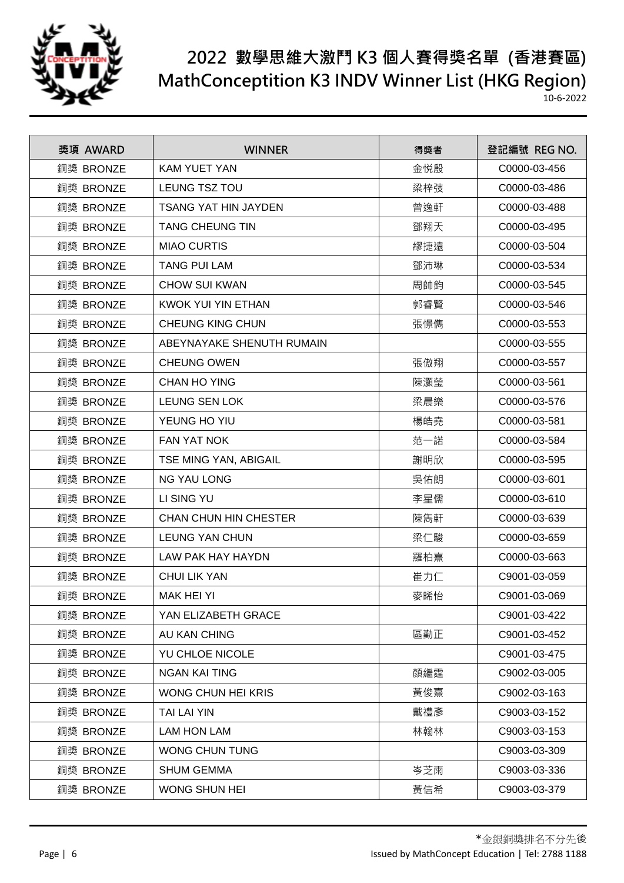# 2022 數學思維大激鬥 K3 個人賽得獎名單 (香港賽區)

# MathConceptition K3 INDV Winner List (HKG Region)

10-6-2022

| 獎項 AWARD | WINNER | 得獎者 | 登記編號 REG NO. |
|---|---|---|---|
| 銅獎 BRONZE | KAM YUET YAN | 金悅殷 | C0000-03-456 |
| 銅獎 BRONZE | LEUNG TSZ TOU | 梁梓弢 | C0000-03-486 |
| 銅獎 BRONZE | TSANG YAT HIN JAYDEN | 曾逸軒 | C0000-03-488 |
| 銅獎 BRONZE | TANG CHEUNG TIN | 鄧翔天 | C0000-03-495 |
| 銅獎 BRONZE | MIAO CURTIS | 繆捷遠 | C0000-03-504 |
| 銅獎 BRONZE | TANG PUI LAM | 鄧沛琳 | C0000-03-534 |
| 銅獎 BRONZE | CHOW SUI KWAN | 周帥鈞 | C0000-03-545 |
| 銅獎 BRONZE | KWOK YUI YIN ETHAN | 郭睿賢 | C0000-03-546 |
| 銅獎 BRONZE | CHEUNG KING CHUN | 張憬儁 | C0000-03-553 |
| 銅獎 BRONZE | ABEYNAYAKE SHENUTH RUMAIN | | C0000-03-555 |
| 銅獎 BRONZE | CHEUNG OWEN | 張傲翔 | C0000-03-557 |
| 銅獎 BRONZE | CHAN HO YING | 陳灝瑩 | C0000-03-561 |
| 銅獎 BRONZE | LEUNG SEN LOK | 梁晨樂 | C0000-03-576 |
| 銅獎 BRONZE | YEUNG HO YIU | 楊皓堯 | C0000-03-581 |
| 銅獎 BRONZE | FAN YAT NOK | 范一諾 | C0000-03-584 |
| 銅獎 BRONZE | TSE MING YAN, ABIGAIL | 謝明欣 | C0000-03-595 |
| 銅獎 BRONZE | NG YAU LONG | 吳佑朗 | C0000-03-601 |
| 銅獎 BRONZE | LI SING YU | 李星儒 | C0000-03-610 |
| 銅獎 BRONZE | CHAN CHUN HIN CHESTER | 陳雋軒 | C0000-03-639 |
| 銅獎 BRONZE | LEUNG YAN CHUN | 梁仁駿 | C0000-03-659 |
| 銅獎 BRONZE | LAW PAK HAY HAYDN | 羅柏熹 | C0000-03-663 |
| 銅獎 BRONZE | CHUI LIK YAN | 崔力仁 | C9001-03-059 |
| 銅獎 BRONZE | MAK HEI YI | 麥晞怡 | C9001-03-069 |
| 銅獎 BRONZE | YAN ELIZABETH GRACE | | C9001-03-422 |
| 銅獎 BRONZE | AU KAN CHING | 區勤正 | C9001-03-452 |
| 銅獎 BRONZE | YU CHLOE NICOLE | | C9001-03-475 |
| 銅獎 BRONZE | NGAN KAI TING | 顏繼霆 | C9002-03-005 |
| 銅獎 BRONZE | WONG CHUN HEI KRIS | 黃俊熹 | C9002-03-163 |
| 銅獎 BRONZE | TAI LAI YIN | 戴禮彥 | C9003-03-152 |
| 銅獎 BRONZE | LAM HON LAM | 林翰林 | C9003-03-153 |
| 銅獎 BRONZE | WONG CHUN TUNG | | C9003-03-309 |
| 銅獎 BRONZE | SHUM GEMMA | 岑芝雨 | C9003-03-336 |
| 銅獎 BRONZE | WONG SHUN HEI | 黃信希 | C9003-03-379 |

*金銀銅獎排名不分先後

Issued by MathConcept Education | Tel: 2788 1188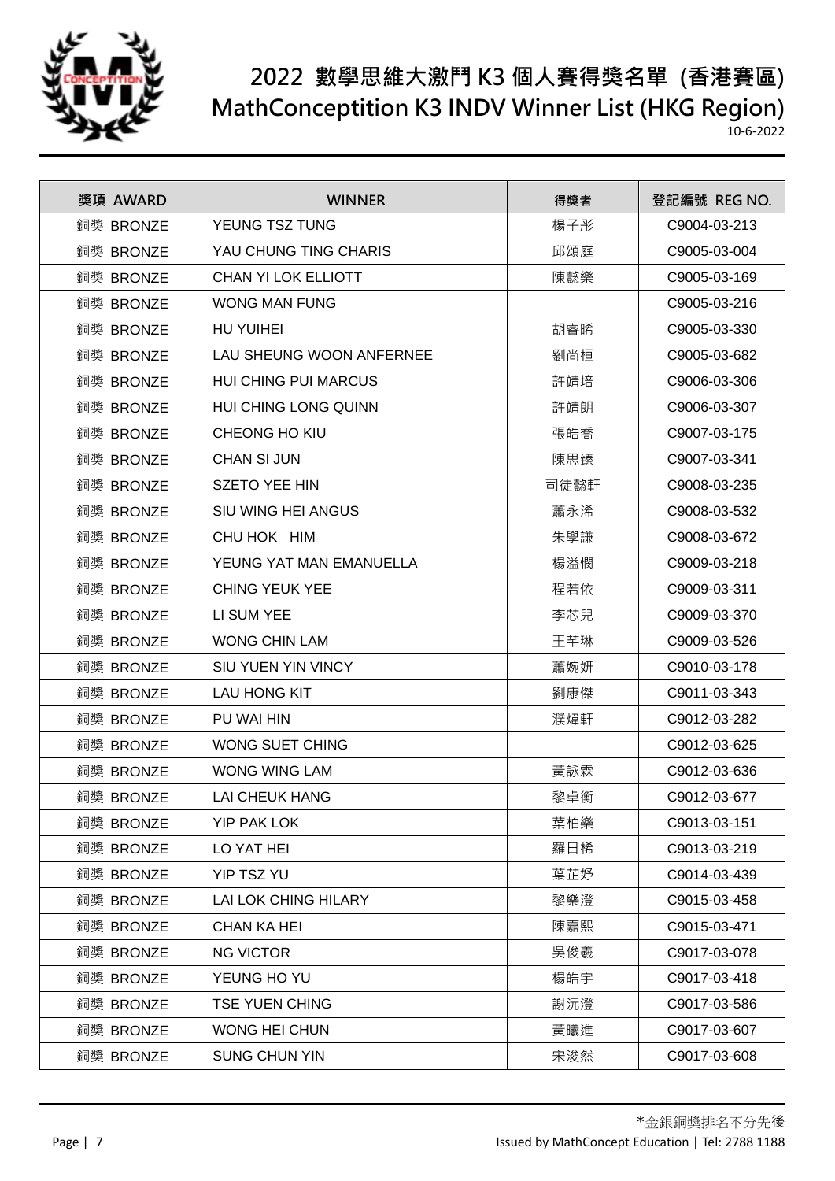# 2022 數學思維大激鬥 K3 個人賽得獎名單 (香港賽區)

# MathConceptition K3 INDV Winner List (HKG Region)

10-6-2022

| 獎項 AWARD | WINNER | 得獎者 | 登記編號 REG NO. |
|---|---|---|---|
| 銅獎 BRONZE | YEUNG TSZ TUNG | 楊子彤 | C9004-03-213 |
| 銅獎 BRONZE | YAU CHUNG TING CHARIS | 邱頌庭 | C9005-03-004 |
| 銅獎 BRONZE | CHAN YI LOK ELLIOTT | 陳懿樂 | C9005-03-169 |
| 銅獎 BRONZE | WONG MAN FUNG | | C9005-03-216 |
| 銅獎 BRONZE | HU YUIHEI | 胡睿睎 | C9005-03-330 |
| 銅獎 BRONZE | LAU SHEUNG WOON ANFERNEE | 劉尚桓 | C9005-03-682 |
| 銅獎 BRONZE | HUI CHING PUI MARCUS | 許靖培 | C9006-03-306 |
| 銅獎 BRONZE | HUI CHING LONG QUINN | 許靖朗 | C9006-03-307 |
| 銅獎 BRONZE | CHEONG HO KIU | 張皓喬 | C9007-03-175 |
| 銅獎 BRONZE | CHAN SI JUN | 陳思臻 | C9007-03-341 |
| 銅獎 BRONZE | SZETO YEE HIN | 司徒懿軒 | C9008-03-235 |
| 銅獎 BRONZE | SIU WING HEI ANGUS | 蕭永浠 | C9008-03-532 |
| 銅獎 BRONZE | CHU HOK HIM | 朱學謙 | C9008-03-672 |
| 銅獎 BRONZE | YEUNG YAT MAN EMANUELLA | 楊溢憫 | C9009-03-218 |
| 銅獎 BRONZE | CHING YEUK YEE | 程若依 | C9009-03-311 |
| 銅獎 BRONZE | LI SUM YEE | 李芯兒 | C9009-03-370 |
| 銅獎 BRONZE | WONG CHIN LAM | 王芊琳 | C9009-03-526 |
| 銅獎 BRONZE | SIU YUEN YIN VINCY | 蕭婉妍 | C9010-03-178 |
| 銅獎 BRONZE | LAU HONG KIT | 劉康傑 | C9011-03-343 |
| 銅獎 BRONZE | PU WAI HIN | 濮煒軒 | C9012-03-282 |
| 銅獎 BRONZE | WONG SUET CHING | | C9012-03-625 |
| 銅獎 BRONZE | WONG WING LAM | 黃詠霖 | C9012-03-636 |
| 銅獎 BRONZE | LAI CHEUK HANG | 黎卓衡 | C9012-03-677 |
| 銅獎 BRONZE | YIP PAK LOK | 葉柏樂 | C9013-03-151 |
| 銅獎 BRONZE | LO YAT HEI | 羅日稀 | C9013-03-219 |
| 銅獎 BRONZE | YIP TSZ YU | 葉芷妤 | C9014-03-439 |
| 銅獎 BRONZE | LAI LOK CHING HILARY | 黎樂澄 | C9015-03-458 |
| 銅獎 BRONZE | CHAN KA HEI | 陳嘉熙 | C9015-03-471 |
| 銅獎 BRONZE | NG VICTOR | 吳俊羲 | C9017-03-078 |
| 銅獎 BRONZE | YEUNG HO YU | 楊皓宇 | C9017-03-418 |
| 銅獎 BRONZE | TSE YUEN CHING | 謝沅澄 | C9017-03-586 |
| 銅獎 BRONZE | WONG HEI CHUN | 黃曦進 | C9017-03-607 |
| 銅獎 BRONZE | SUNG CHUN YIN | 宋浚然 | C9017-03-608 |

*金銀銅獎排名不分先後

Issued by MathConcept Education | Tel: 2788 1188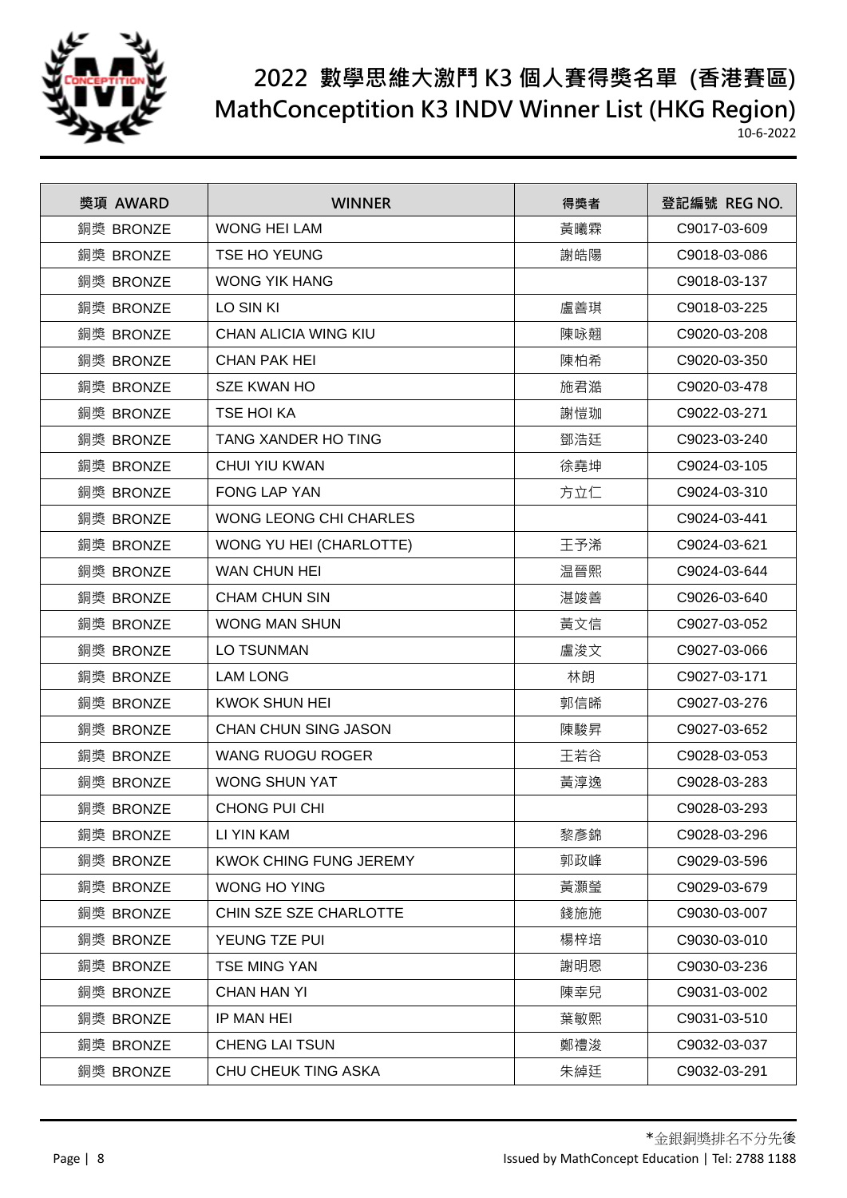# 2022 數學思維大激鬥 K3 個人賽得獎名單 (香港賽區)
# MathConceptition K3 INDV Winner List (HKG Region)

10-6-2022

| 獎項 AWARD | WINNER | 得獎者 | 登記編號 REG NO. |
|---|---|---|---|
| 銅獎 BRONZE | WONG HEI LAM | 黃曦霖 | C9017-03-609 |
| 銅獎 BRONZE | TSE HO YEUNG | 謝皓陽 | C9018-03-086 |
| 銅獎 BRONZE | WONG YIK HANG | | C9018-03-137 |
| 銅獎 BRONZE | LO SIN KI | 盧善琪 | C9018-03-225 |
| 銅獎 BRONZE | CHAN ALICIA WING KIU | 陳咏翹 | C9020-03-208 |
| 銅獎 BRONZE | CHAN PAK HEI | 陳柏希 | C9020-03-350 |
| 銅獎 BRONZE | SZE KWAN HO | 施君澔 | C9020-03-478 |
| 銅獎 BRONZE | TSE HOI KA | 謝愷珈 | C9022-03-271 |
| 銅獎 BRONZE | TANG XANDER HO TING | 鄧浩廷 | C9023-03-240 |
| 銅獎 BRONZE | CHUI YIU KWAN | 徐堯坤 | C9024-03-105 |
| 銅獎 BRONZE | FONG LAP YAN | 方立仁 | C9024-03-310 |
| 銅獎 BRONZE | WONG LEONG CHI CHARLES | | C9024-03-441 |
| 銅獎 BRONZE | WONG YU HEI (CHARLOTTE) | 王予浠 | C9024-03-621 |
| 銅獎 BRONZE | WAN CHUN HEI | 温晉熙 | C9024-03-644 |
| 銅獎 BRONZE | CHAM CHUN SIN | 湛竣善 | C9026-03-640 |
| 銅獎 BRONZE | WONG MAN SHUN | 黃文信 | C9027-03-052 |
| 銅獎 BRONZE | LO TSUNMAN | 盧浚文 | C9027-03-066 |
| 銅獎 BRONZE | LAM LONG | 林朗 | C9027-03-171 |
| 銅獎 BRONZE | KWOK SHUN HEI | 郭信晞 | C9027-03-276 |
| 銅獎 BRONZE | CHAN CHUN SING JASON | 陳駿昇 | C9027-03-652 |
| 銅獎 BRONZE | WANG RUOGU ROGER | 王若谷 | C9028-03-053 |
| 銅獎 BRONZE | WONG SHUN YAT | 黃淳逸 | C9028-03-283 |
| 銅獎 BRONZE | CHONG PUI CHI | | C9028-03-293 |
| 銅獎 BRONZE | LI YIN KAM | 黎彥錦 | C9028-03-296 |
| 銅獎 BRONZE | KWOK CHING FUNG JEREMY | 郭政峰 | C9029-03-596 |
| 銅獎 BRONZE | WONG HO YING | 黃灝瑩 | C9029-03-679 |
| 銅獎 BRONZE | CHIN SZE SZE CHARLOTTE | 錢施施 | C9030-03-007 |
| 銅獎 BRONZE | YEUNG TZE PUI | 楊梓培 | C9030-03-010 |
| 銅獎 BRONZE | TSE MING YAN | 謝明恩 | C9030-03-236 |
| 銅獎 BRONZE | CHAN HAN YI | 陳幸兒 | C9031-03-002 |
| 銅獎 BRONZE | IP MAN HEI | 葉敏熙 | C9031-03-510 |
| 銅獎 BRONZE | CHENG LAI TSUN | 鄭禮浚 | C9032-03-037 |
| 銅獎 BRONZE | CHU CHEUK TING ASKA | 朱綽廷 | C9032-03-291 |

*金銀銅獎排名不分先後

Issued by MathConcept Education | Tel: 2788 1188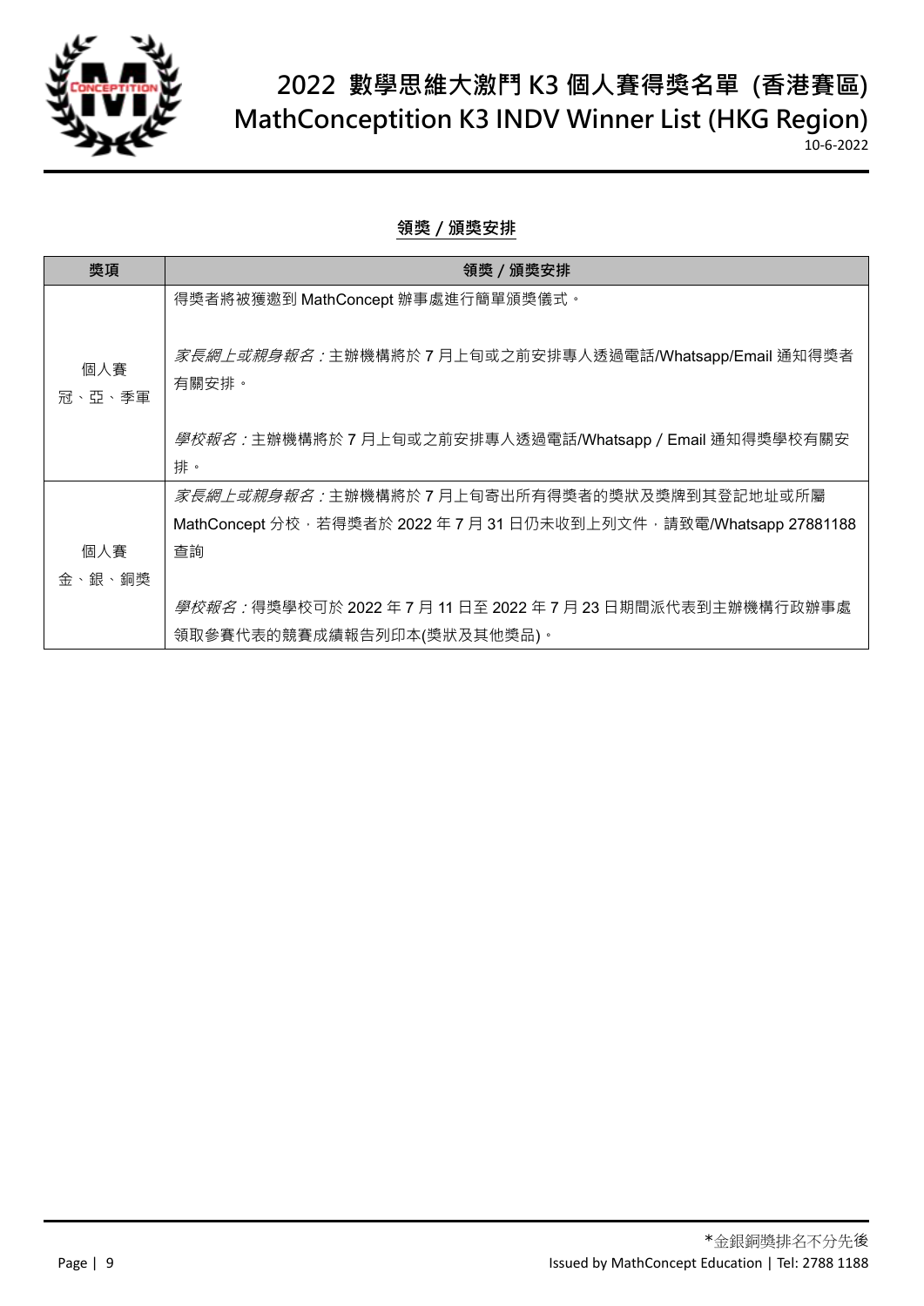# 2022 數學思維大激鬥 K3 個人賽得獎名單 (香港賽區)
# MathConception K3 INDV Winner List (HKG Region)

10-6-2022

## 領獎 / 頒獎安排

| 獎項 | 領獎 / 頒獎安排 |
| --- | --- |
| 個人賽<br>冠、亞、季軍 | 得獎者將被獲邀到 MathConcept 辦事處進行簡單頒獎儀式。<br><br>*家長網上或親身報名：*主辦機構將於 7 月上旬或之前安排專人透過電話/Whatsapp/Email 通知得獎者有關安排。<br><br>*學校報名：*主辦機構將於 7 月上旬或之前安排專人透過電話/Whatsapp / Email 通知得獎學校有關安排。 |
| 個人賽<br>金、銀、銅獎 | *家長網上或親身報名：*主辦機構將於 7 月上旬寄出所有得獎者的獎狀及獎牌到其登記地址或所屬 MathConcept 分校，若得獎者於 2022 年 7 月 31 日仍未收到上列文件，請致電/Whatsapp 27881188 查詢<br><br>*學校報名：*得獎學校可於 2022 年 7 月 11 日至 2022 年 7 月 23 日期間派代表到主辦機構行政辦事處領取參賽代表的競賽成績報告列印本(獎狀及其他獎品)。 |

*金銀銅獎排名不分先後

Issued by MathConcept Education | Tel: 2788 1188